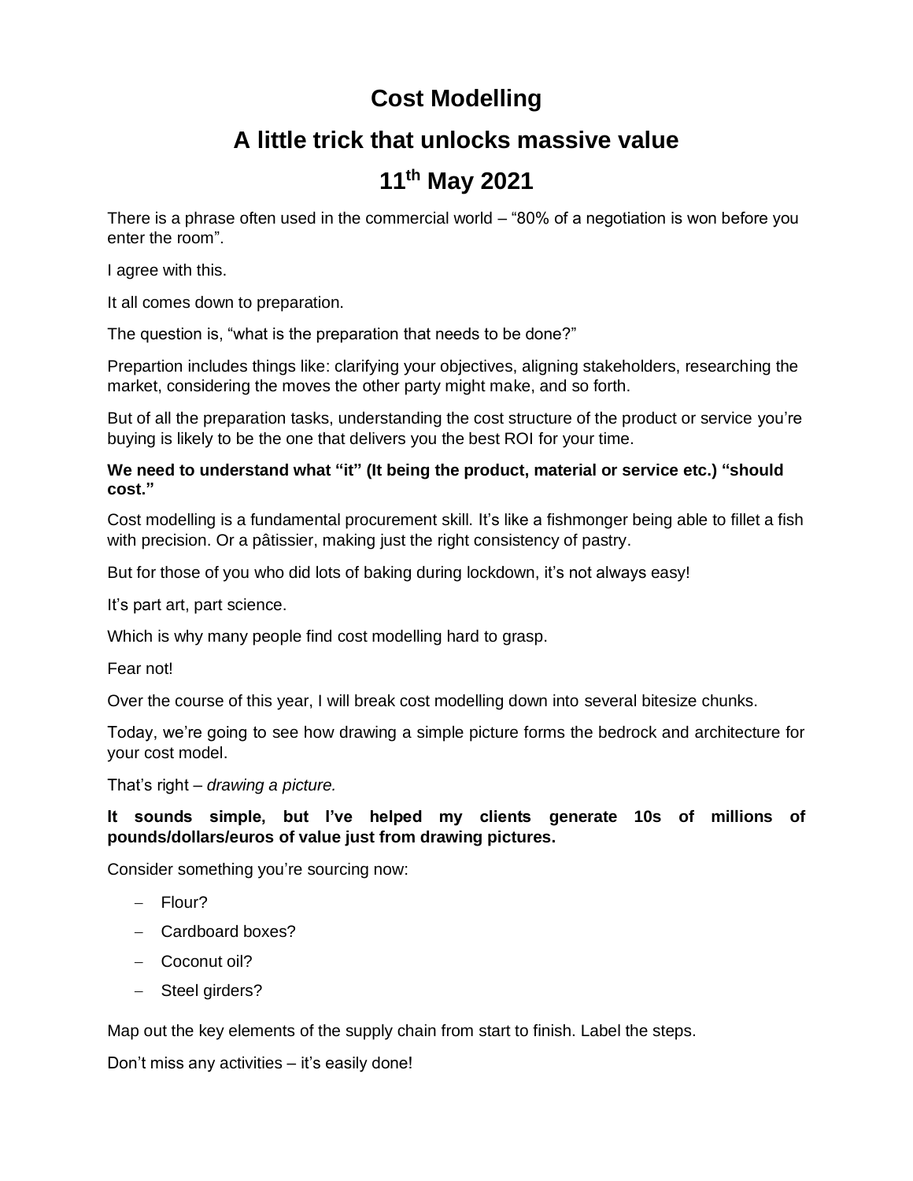# Cost Modelling

## A little trick that unlocks massive value

## 11th May 2021

There is a phrase often used in the commercial world – "80% of a negotiation is won before you enter the room".

I agree with this.

It all comes down to preparation.

The question is, "what is the preparation that needs to be done?"

Prepartion includes things like: clarifying your objectives, aligning stakeholders, researching the market, considering the moves the other party might make, and so forth.

But of all the preparation tasks, understanding the cost structure of the product or service you're buying is likely to be the one that delivers you the best ROI for your time.

**We need to understand what "it" (It being the product, material or service etc.) "should cost."**

Cost modelling is a fundamental procurement skill. It's like a fishmonger being able to fillet a fish with precision. Or a pâtissier, making just the right consistency of pastry.

But for those of you who did lots of baking during lockdown, it's not always easy!

It's part art, part science.

Which is why many people find cost modelling hard to grasp.

Fear not!

Over the course of this year, I will break cost modelling down into several bitesize chunks.

Today, we're going to see how drawing a simple picture forms the bedrock and architecture for your cost model.

That's right – *drawing a picture.*

**It sounds simple, but I've helped my clients generate 10s of millions of pounds/dollars/euros of value just from drawing pictures.**

Consider something you're sourcing now:

- Flour?
- Cardboard boxes?
- Coconut oil?
- Steel girders?

Map out the key elements of the supply chain from start to finish. Label the steps.

Don't miss any activities – it's easily done!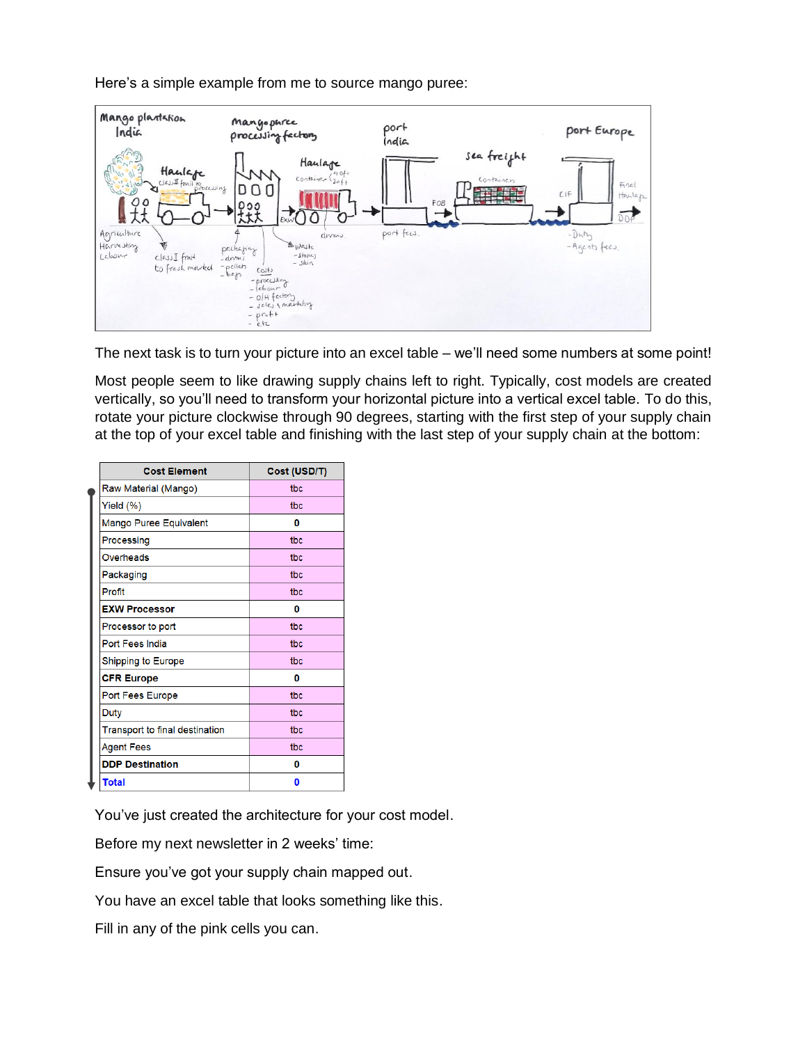Here's a simple example from me to source mango puree:

The next task is to turn your picture into an excel table – we'll need some numbers at some point!

Most people seem to like drawing supply chains left to right. Typically, cost models are created vertically, so you'll need to transform your horizontal picture into a vertical excel table. To do this, rotate your picture clockwise through 90 degrees, starting with the first step of your supply chain at the top of your excel table and finishing with the last step of your supply chain at the bottom:

| Cost Element | Cost (USD/T) |
|---|---|
| Raw Material (Mango) | tbc |
| Yield (%) | tbc |
| Mango Puree Equivalent | 0 |
| Processing | tbc |
| Overheads | tbc |
| Packaging | tbc |
| Profit | tbc |
| **EXW Processor** | **0** |
| Processor to port | tbc |
| Port Fees India | tbc |
| Shipping to Europe | tbc |
| **CFR Europe** | **0** |
| Port Fees Europe | tbc |
| Duty | tbc |
| Transport to final destination | tbc |
| Agent Fees | tbc |
| **DDP Destination** | **0** |
| **Total** | **0** |

You've just created the architecture for your cost model.

Before my next newsletter in 2 weeks' time:

Ensure you've got your supply chain mapped out.

You have an excel table that looks something like this.

Fill in any of the pink cells you can.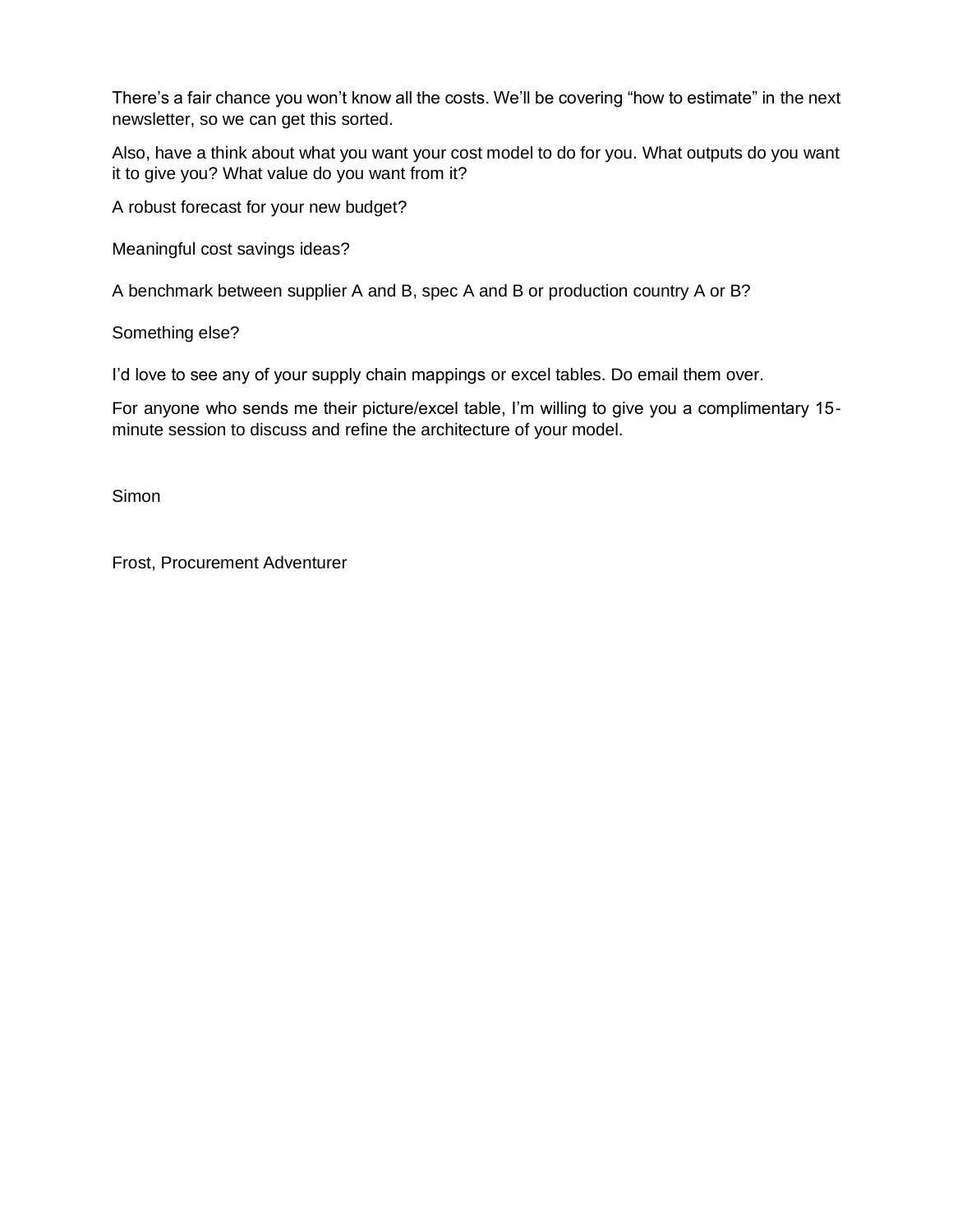There’s a fair chance you won’t know all the costs. We’ll be covering “how to estimate” in the next newsletter, so we can get this sorted.

Also, have a think about what you want your cost model to do for you. What outputs do you want it to give you? What value do you want from it?

A robust forecast for your new budget?

Meaningful cost savings ideas?

A benchmark between supplier A and B, spec A and B or production country A or B?

Something else?

I’d love to see any of your supply chain mappings or excel tables. Do email them over.

For anyone who sends me their picture/excel table, I’m willing to give you a complimentary 15-minute session to discuss and refine the architecture of your model.

Simon

Frost, Procurement Adventurer